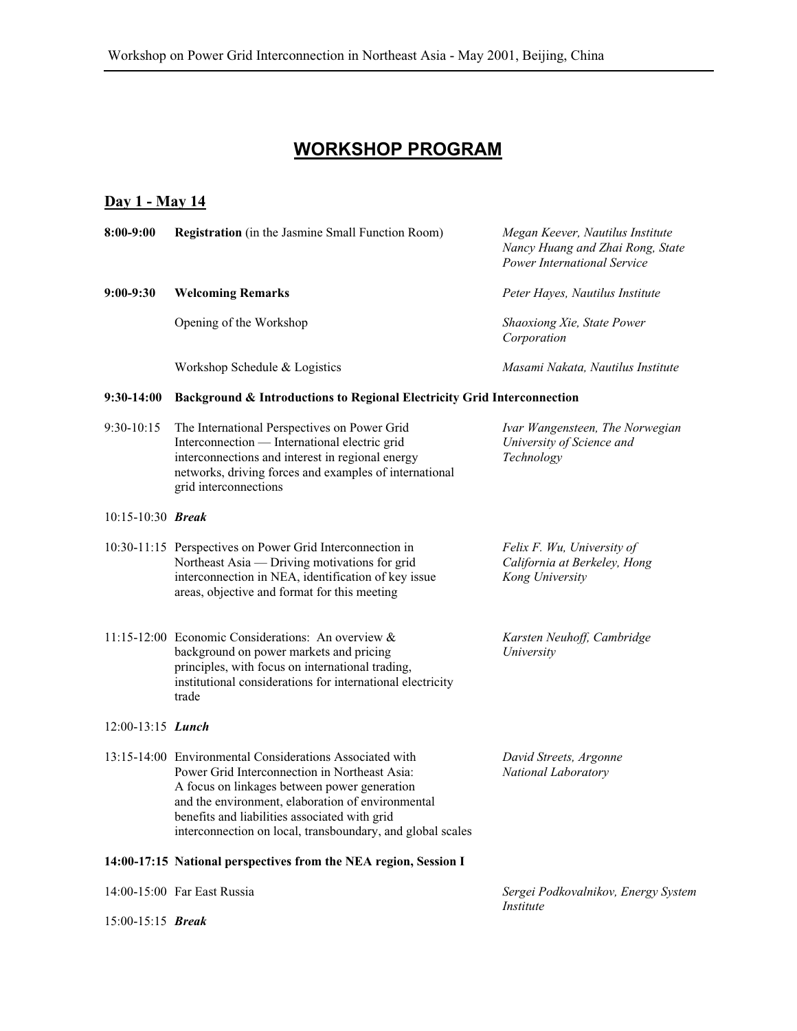# WORKSHOP PROGRAM

## Day 1 - May 14

| Time | Session | Speaker |
|---|---|---|
| **8:00-9:00** | **Registration** (in the Jasmine Small Function Room) | *Megan Keever, Nautilus Institute; Nancy Huang and Zhai Rong, State Power International Service* |
| **9:00-9:30** | **Welcoming Remarks** | *Peter Hayes, Nautilus Institute* |
| | Opening of the Workshop | *Shaoxiong Xie, State Power Corporation* |
| | Workshop Schedule & Logistics | *Masami Nakata, Nautilus Institute* |
| **9:30-14:00** | **Background & Introductions to Regional Electricity Grid Interconnection** | |
| 9:30-10:15 | The International Perspectives on Power Grid Interconnection — International electric grid interconnections and interest in regional energy networks, driving forces and examples of international grid interconnections | *Ivar Wangensteen, The Norwegian University of Science and Technology* |
| 10:15-10:30 | ***Break*** | |
| 10:30-11:15 | Perspectives on Power Grid Interconnection in Northeast Asia — Driving motivations for grid interconnection in NEA, identification of key issue areas, objective and format for this meeting | *Felix F. Wu, University of California at Berkeley, Hong Kong University* |
| 11:15-12:00 | Economic Considerations: An overview & background on power markets and pricing principles, with focus on international trading, institutional considerations for international electricity trade | *Karsten Neuhoff, Cambridge University* |
| 12:00-13:15 | ***Lunch*** | |
| 13:15-14:00 | Environmental Considerations Associated with Power Grid Interconnection in Northeast Asia: A focus on linkages between power generation and the environment, elaboration of environmental benefits and liabilities associated with grid interconnection on local, transboundary, and global scales | *David Streets, Argonne National Laboratory* |
| **14:00-17:15** | **National perspectives from the NEA region, Session I** | |
| 14:00-15:00 | Far East Russia | *Sergei Podkovalnikov, Energy System Institute* |
| 15:00-15:15 | ***Break*** | |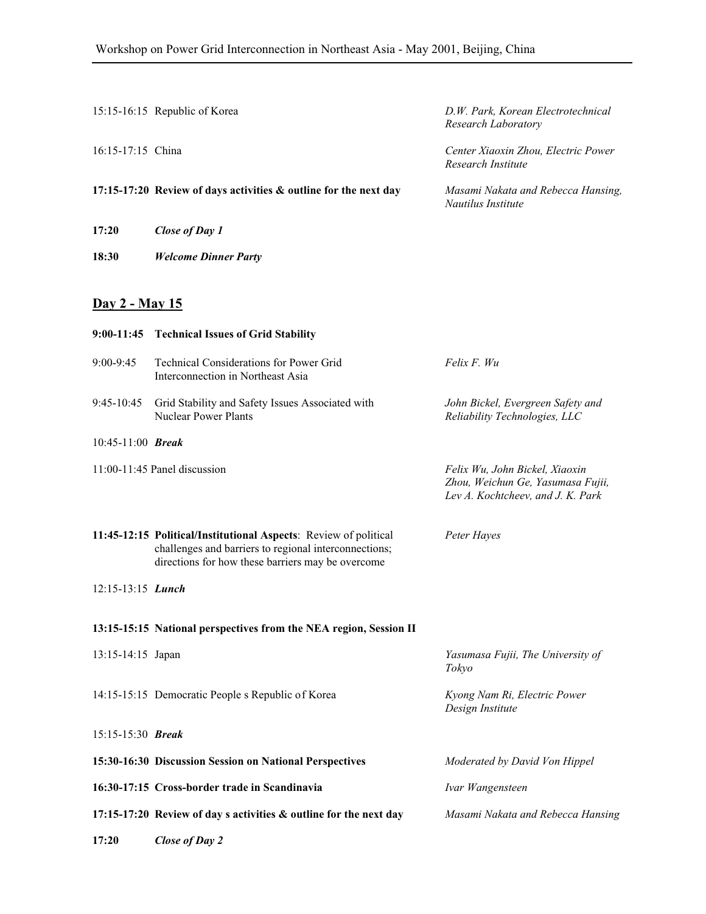| Time | Session | Speaker |
|---|---|---|
| 15:15-16:15 | Republic of Korea | *D.W. Park, Korean Electrotechnical Research Laboratory* |
| 16:15-17:15 | China | *Center Xiaoxin Zhou, Electric Power Research Institute* |
| **17:15-17:20** | **Review of days activities & outline for the next day** | *Masami Nakata and Rebecca Hansing, Nautilus Institute* |
| **17:20** | ***Close of Day 1*** | |
| **18:30** | ***Welcome Dinner Party*** | |

## Day 2 - May 15

| Time | Session | Speaker |
|---|---|---|
| **9:00-11:45** | **Technical Issues of Grid Stability** | |
| 9:00-9:45 | Technical Considerations for Power Grid Interconnection in Northeast Asia | *Felix F. Wu* |
| 9:45-10:45 | Grid Stability and Safety Issues Associated with Nuclear Power Plants | *John Bickel, Evergreen Safety and Reliability Technologies, LLC* |
| 10:45-11:00 | ***Break*** | |
| 11:00-11:45 | Panel discussion | *Felix Wu, John Bickel, Xiaoxin Zhou, Weichun Ge, Yasumasa Fujii, Lev A. Kochtcheev, and J. K. Park* |
| **11:45-12:15** | **Political/Institutional Aspects**: Review of political challenges and barriers to regional interconnections; directions for how these barriers may be overcome | *Peter Hayes* |
| 12:15-13:15 | ***Lunch*** | |
| **13:15-15:15** | **National perspectives from the NEA region, Session II** | |
| 13:15-14:15 | Japan | *Yasumasa Fujii, The University of Tokyo* |
| 14:15-15:15 | Democratic People s Republic of Korea | *Kyong Nam Ri, Electric Power Design Institute* |
| 15:15-15:30 | ***Break*** | |
| **15:30-16:30** | **Discussion Session on National Perspectives** | *Moderated by David Von Hippel* |
| **16:30-17:15** | **Cross-border trade in Scandinavia** | *Ivar Wangensteen* |
| **17:15-17:20** | **Review of day s activities & outline for the next day** | *Masami Nakata and Rebecca Hansing* |
| **17:20** | ***Close of Day 2*** | |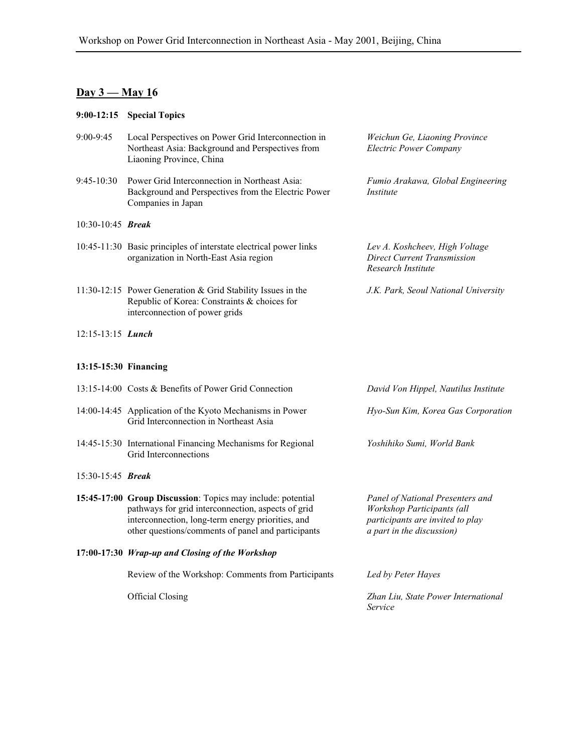## Day 3 — May 16

**9:00-12:15 Special Topics**

| | | |
|---|---|---|
| 9:00-9:45 | Local Perspectives on Power Grid Interconnection in Northeast Asia: Background and Perspectives from Liaoning Province, China | *Weichun Ge, Liaoning Province Electric Power Company* |
| 9:45-10:30 | Power Grid Interconnection in Northeast Asia: Background and Perspectives from the Electric Power Companies in Japan | *Fumio Arakawa, Global Engineering Institute* |
| 10:30-10:45 | ***Break*** | |
| 10:45-11:30 | Basic principles of interstate electrical power links organization in North-East Asia region | *Lev A. Koshcheev, High Voltage Direct Current Transmission Research Institute* |
| 11:30-12:15 | Power Generation & Grid Stability Issues in the Republic of Korea: Constraints & choices for interconnection of power grids | *J.K. Park, Seoul National University* |
| 12:15-13:15 | ***Lunch*** | |

**13:15-15:30 Financing**

| | | |
|---|---|---|
| 13:15-14:00 | Costs & Benefits of Power Grid Connection | *David Von Hippel, Nautilus Institute* |
| 14:00-14:45 | Application of the Kyoto Mechanisms in Power Grid Interconnection in Northeast Asia | *Hyo-Sun Kim, Korea Gas Corporation* |
| 14:45-15:30 | International Financing Mechanisms for Regional Grid Interconnections | *Yoshihiko Sumi, World Bank* |
| 15:30-15:45 | ***Break*** | |
| **15:45-17:00** | **Group Discussion**: Topics may include: potential pathways for grid interconnection, aspects of grid interconnection, long-term energy priorities, and other questions/comments of panel and participants | *Panel of National Presenters and Workshop Participants (all participants are invited to play a part in the discussion)* |

**17:00-17:30** ***Wrap-up and Closing of the Workshop***

| | |
|---|---|
| Review of the Workshop: Comments from Participants | *Led by Peter Hayes* |
| Official Closing | *Zhan Liu, State Power International Service* |